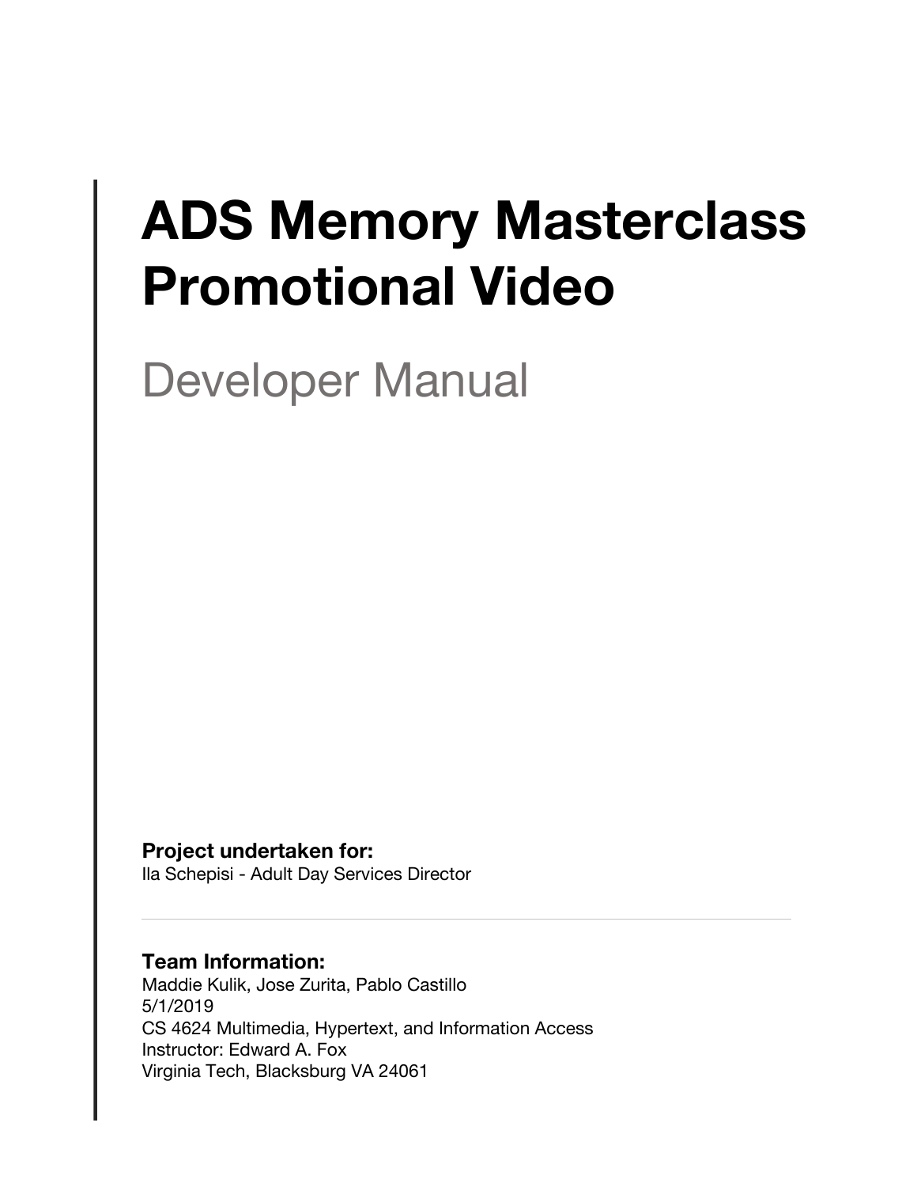# ADS Memory Masterclass Promotional Video

## Developer Manual

**Project undertaken for:**
Ila Schepisi - Adult Day Services Director

---

**Team Information:**
Maddie Kulik, Jose Zurita, Pablo Castillo
5/1/2019
CS 4624 Multimedia, Hypertext, and Information Access
Instructor: Edward A. Fox
Virginia Tech, Blacksburg VA 24061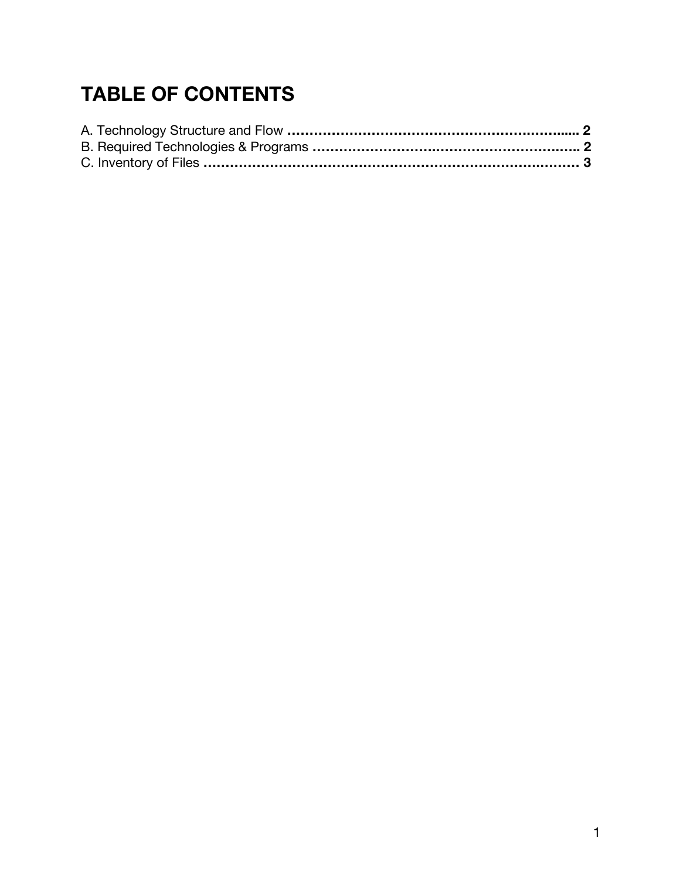# TABLE OF CONTENTS

A. Technology Structure and Flow ................................................................ 2
B. Required Technologies & Programs ........................................................ 2
C. Inventory of Files ...................................................................................... 3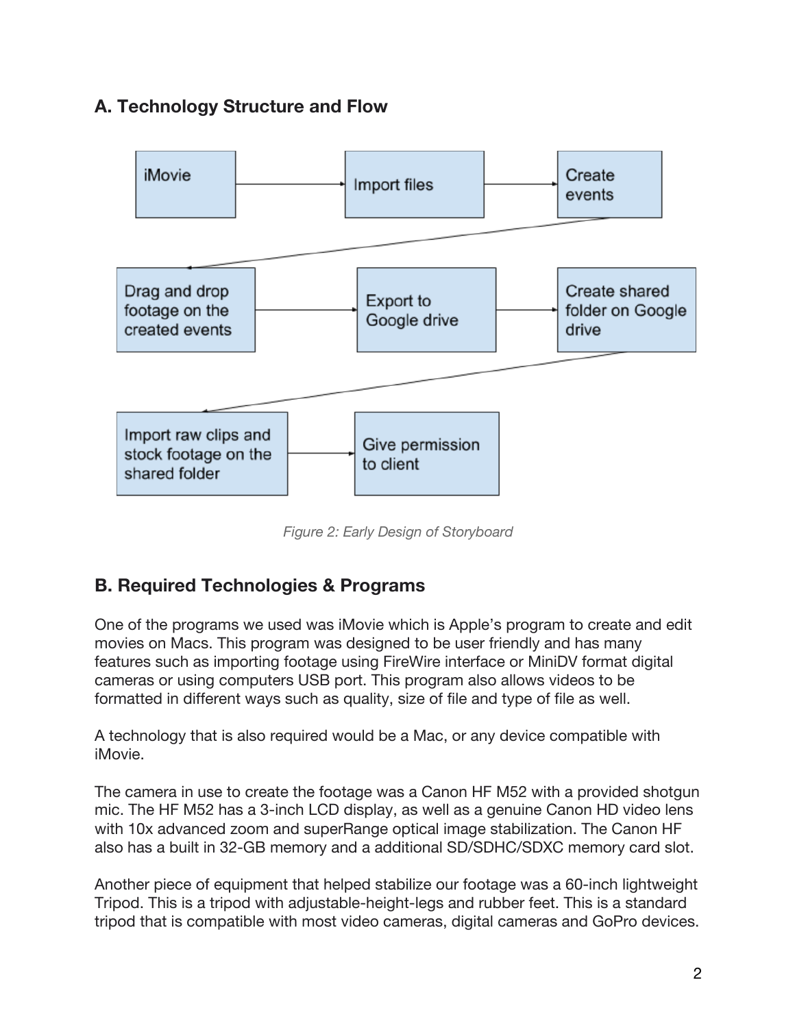## A. Technology Structure and Flow

iMovie → Import files → Create events → Drag and drop footage on the created events → Export to Google drive → Create shared folder on Google drive → Import raw clips and stock footage on the shared folder → Give permission to client

*Figure 2: Early Design of Storyboard*

## B. Required Technologies & Programs

One of the programs we used was iMovie which is Apple's program to create and edit movies on Macs. This program was designed to be user friendly and has many features such as importing footage using FireWire interface or MiniDV format digital cameras or using computers USB port. This program also allows videos to be formatted in different ways such as quality, size of file and type of file as well.

A technology that is also required would be a Mac, or any device compatible with iMovie.

The camera in use to create the footage was a Canon HF M52 with a provided shotgun mic. The HF M52 has a 3-inch LCD display, as well as a genuine Canon HD video lens with 10x advanced zoom and superRange optical image stabilization. The Canon HF also has a built in 32-GB memory and a additional SD/SDHC/SDXC memory card slot.

Another piece of equipment that helped stabilize our footage was a 60-inch lightweight Tripod. This is a tripod with adjustable-height-legs and rubber feet. This is a standard tripod that is compatible with most video cameras, digital cameras and GoPro devices.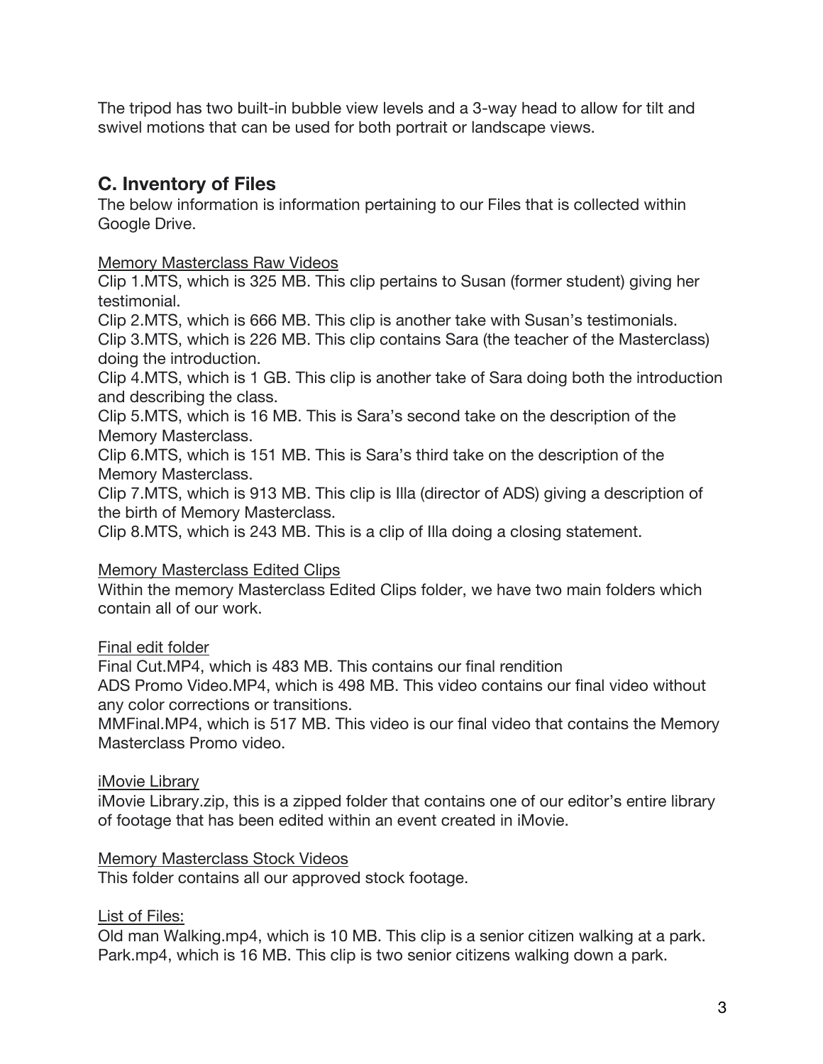The tripod has two built-in bubble view levels and a 3-way head to allow for tilt and swivel motions that can be used for both portrait or landscape views.

## C. Inventory of Files

The below information is information pertaining to our Files that is collected within Google Drive.

Memory Masterclass Raw Videos

Clip 1.MTS, which is 325 MB. This clip pertains to Susan (former student) giving her testimonial.
Clip 2.MTS, which is 666 MB. This clip is another take with Susan's testimonials.
Clip 3.MTS, which is 226 MB. This clip contains Sara (the teacher of the Masterclass) doing the introduction.
Clip 4.MTS, which is 1 GB. This clip is another take of Sara doing both the introduction and describing the class.
Clip 5.MTS, which is 16 MB. This is Sara's second take on the description of the Memory Masterclass.
Clip 6.MTS, which is 151 MB. This is Sara's third take on the description of the Memory Masterclass.
Clip 7.MTS, which is 913 MB. This clip is Illa (director of ADS) giving a description of the birth of Memory Masterclass.
Clip 8.MTS, which is 243 MB. This is a clip of Illa doing a closing statement.

Memory Masterclass Edited Clips

Within the memory Masterclass Edited Clips folder, we have two main folders which contain all of our work.

Final edit folder

Final Cut.MP4, which is 483 MB. This contains our final rendition
ADS Promo Video.MP4, which is 498 MB. This video contains our final video without any color corrections or transitions.
MMFinal.MP4, which is 517 MB. This video is our final video that contains the Memory Masterclass Promo video.

iMovie Library

iMovie Library.zip, this is a zipped folder that contains one of our editor's entire library of footage that has been edited within an event created in iMovie.

Memory Masterclass Stock Videos

This folder contains all our approved stock footage.

List of Files:

Old man Walking.mp4, which is 10 MB. This clip is a senior citizen walking at a park.
Park.mp4, which is 16 MB. This clip is two senior citizens walking down a park.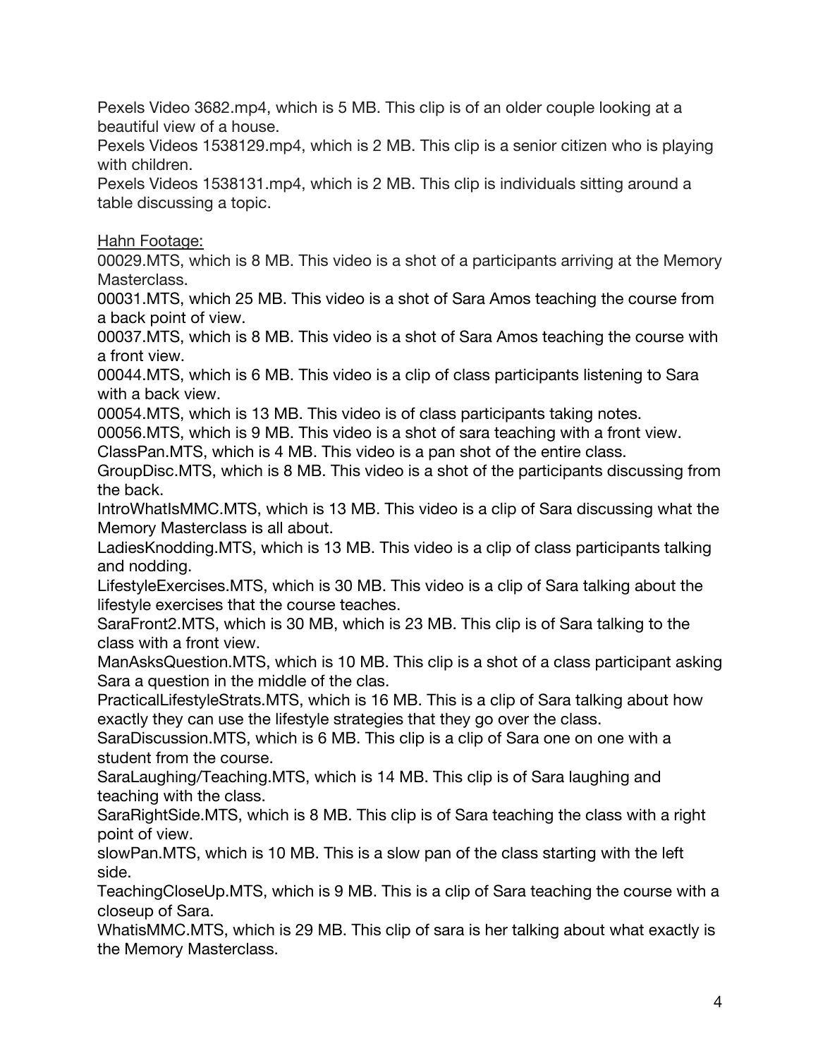Pexels Video 3682.mp4, which is 5 MB. This clip is of an older couple looking at a beautiful view of a house.
Pexels Videos 1538129.mp4, which is 2 MB. This clip is a senior citizen who is playing with children.
Pexels Videos 1538131.mp4, which is 2 MB. This clip is individuals sitting around a table discussing a topic.

<u>Hahn Footage:</u>
00029.MTS, which is 8 MB. This video is a shot of a participants arriving at the Memory Masterclass.
00031.MTS, which 25 MB. This video is a shot of Sara Amos teaching the course from a back point of view.
00037.MTS, which is 8 MB. This video is a shot of Sara Amos teaching the course with a front view.
00044.MTS, which is 6 MB. This video is a clip of class participants listening to Sara with a back view.
00054.MTS, which is 13 MB. This video is of class participants taking notes.
00056.MTS, which is 9 MB. This video is a shot of sara teaching with a front view.
ClassPan.MTS, which is 4 MB. This video is a pan shot of the entire class.
GroupDisc.MTS, which is 8 MB. This video is a shot of the participants discussing from the back.
IntroWhatIsMMC.MTS, which is 13 MB. This video is a clip of Sara discussing what the Memory Masterclass is all about.
LadiesKnodding.MTS, which is 13 MB. This video is a clip of class participants talking and nodding.
LifestyleExercises.MTS, which is 30 MB. This video is a clip of Sara talking about the lifestyle exercises that the course teaches.
SaraFront2.MTS, which is 30 MB, which is 23 MB. This clip is of Sara talking to the class with a front view.
ManAsksQuestion.MTS, which is 10 MB. This clip is a shot of a class participant asking Sara a question in the middle of the clas.
PracticalLifestyleStrats.MTS, which is 16 MB. This is a clip of Sara talking about how exactly they can use the lifestyle strategies that they go over the class.
SaraDiscussion.MTS, which is 6 MB. This clip is a clip of Sara one on one with a student from the course.
SaraLaughing/Teaching.MTS, which is 14 MB. This clip is of Sara laughing and teaching with the class.
SaraRightSide.MTS, which is 8 MB. This clip is of Sara teaching the class with a right point of view.
slowPan.MTS, which is 10 MB. This is a slow pan of the class starting with the left side.
TeachingCloseUp.MTS, which is 9 MB. This is a clip of Sara teaching the course with a closeup of Sara.
WhatisMMC.MTS, which is 29 MB. This clip of sara is her talking about what exactly is the Memory Masterclass.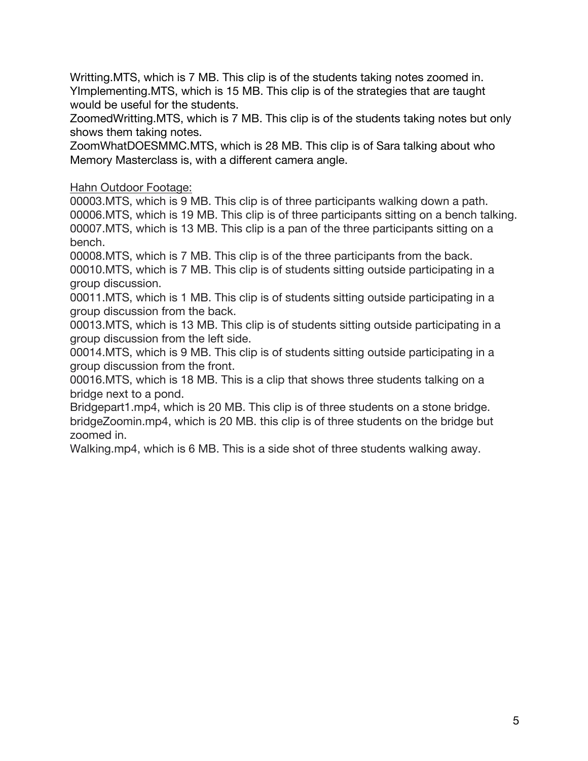Writting.MTS, which is 7 MB. This clip is of the students taking notes zoomed in.
YImplementing.MTS, which is 15 MB. This clip is of the strategies that are taught would be useful for the students.
ZoomedWritting.MTS, which is 7 MB. This clip is of the students taking notes but only shows them taking notes.
ZoomWhatDOESMMC.MTS, which is 28 MB. This clip is of Sara talking about who Memory Masterclass is, with a different camera angle.

<u>Hahn Outdoor Footage:</u>
00003.MTS, which is 9 MB. This clip is of three participants walking down a path.
00006.MTS, which is 19 MB. This clip is of three participants sitting on a bench talking.
00007.MTS, which is 13 MB. This clip is a pan of the three participants sitting on a bench.
00008.MTS, which is 7 MB. This clip is of the three participants from the back.
00010.MTS, which is 7 MB. This clip is of students sitting outside participating in a group discussion.
00011.MTS, which is 1 MB. This clip is of students sitting outside participating in a group discussion from the back.
00013.MTS, which is 13 MB. This clip is of students sitting outside participating in a group discussion from the left side.
00014.MTS, which is 9 MB. This clip is of students sitting outside participating in a group discussion from the front.
00016.MTS, which is 18 MB. This is a clip that shows three students talking on a bridge next to a pond.
Bridgepart1.mp4, which is 20 MB. This clip is of three students on a stone bridge.
bridgeZoomin.mp4, which is 20 MB. this clip is of three students on the bridge but zoomed in.
Walking.mp4, which is 6 MB. This is a side shot of three students walking away.